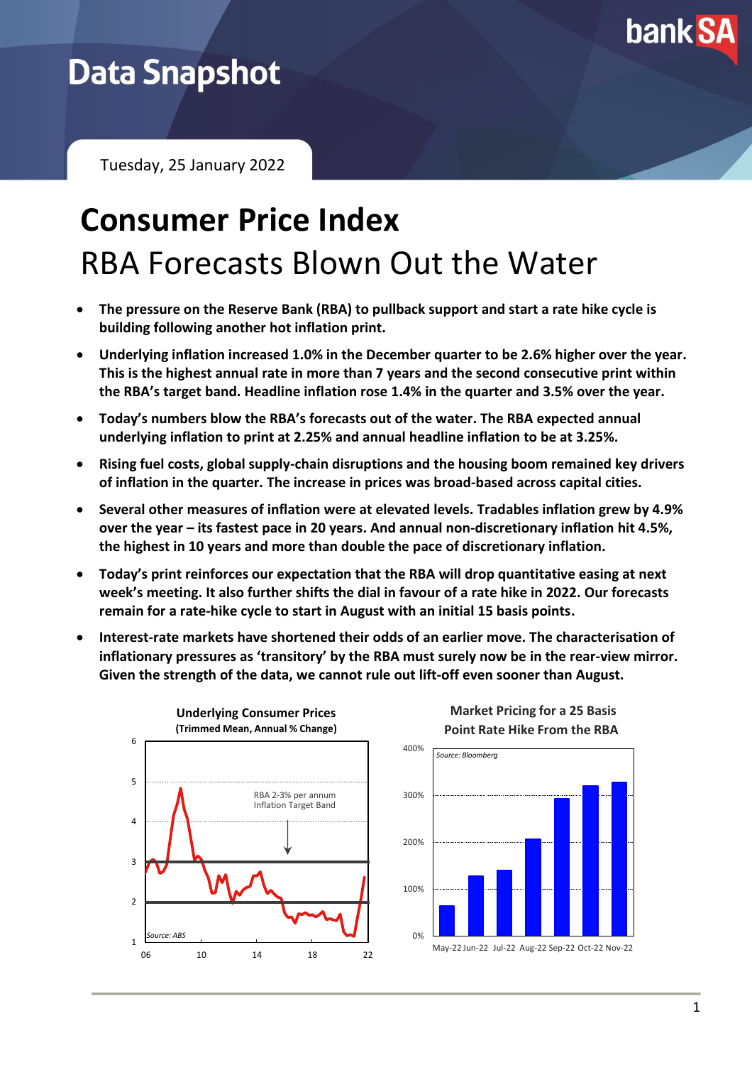Data Snapshot

Tuesday, 25 January 2022

# Consumer Price Index

## RBA Forecasts Blown Out the Water

- **The pressure on the Reserve Bank (RBA) to pullback support and start a rate hike cycle is building following another hot inflation print.**
- **Underlying inflation increased 1.0% in the December quarter to be 2.6% higher over the year. This is the highest annual rate in more than 7 years and the second consecutive print within the RBA's target band. Headline inflation rose 1.4% in the quarter and 3.5% over the year.**
- **Today's numbers blow the RBA's forecasts out of the water. The RBA expected annual underlying inflation to print at 2.25% and annual headline inflation to be at 3.25%.**
- **Rising fuel costs, global supply-chain disruptions and the housing boom remained key drivers of inflation in the quarter. The increase in prices was broad-based across capital cities.**
- **Several other measures of inflation were at elevated levels. Tradables inflation grew by 4.9% over the year – its fastest pace in 20 years. And annual non-discretionary inflation hit 4.5%, the highest in 10 years and more than double the pace of discretionary inflation.**
- **Today's print reinforces our expectation that the RBA will drop quantitative easing at next week's meeting. It also further shifts the dial in favour of a rate hike in 2022. Our forecasts remain for a rate-hike cycle to start in August with an initial 15 basis points.**
- **Interest-rate markets have shortened their odds of an earlier move. The characterisation of inflationary pressures as 'transitory' by the RBA must surely now be in the rear-view mirror. Given the strength of the data, we cannot rule out lift-off even sooner than August.**

**Underlying Consumer Prices (Trimmed Mean, Annual % Change)**

Source: ABS

**Market Pricing for a 25 Basis Point Rate Hike From the RBA**

Source: Bloomberg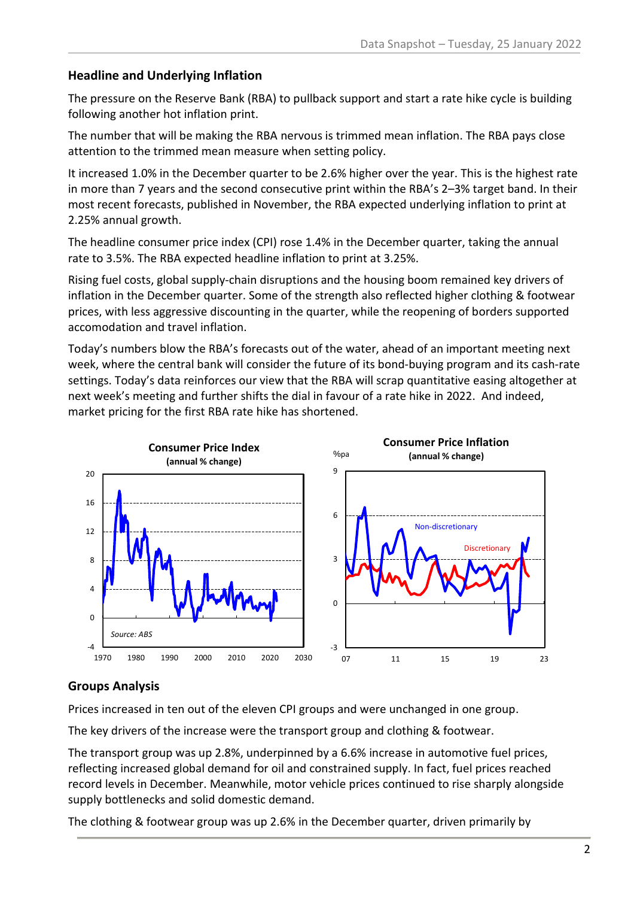## Headline and Underlying Inflation

The pressure on the Reserve Bank (RBA) to pullback support and start a rate hike cycle is building following another hot inflation print.

The number that will be making the RBA nervous is trimmed mean inflation. The RBA pays close attention to the trimmed mean measure when setting policy.

It increased 1.0% in the December quarter to be 2.6% higher over the year. This is the highest rate in more than 7 years and the second consecutive print within the RBA's 2–3% target band. In their most recent forecasts, published in November, the RBA expected underlying inflation to print at 2.25% annual growth.

The headline consumer price index (CPI) rose 1.4% in the December quarter, taking the annual rate to 3.5%. The RBA expected headline inflation to print at 3.25%.

Rising fuel costs, global supply-chain disruptions and the housing boom remained key drivers of inflation in the December quarter. Some of the strength also reflected higher clothing & footwear prices, with less aggressive discounting in the quarter, while the reopening of borders supported accomodation and travel inflation.

Today's numbers blow the RBA's forecasts out of the water, ahead of an important meeting next week, where the central bank will consider the future of its bond-buying program and its cash-rate settings. Today's data reinforces our view that the RBA will scrap quantitative easing altogether at next week's meeting and further shifts the dial in favour of a rate hike in 2022. And indeed, market pricing for the first RBA rate hike has shortened.

**Consumer Price Index**
**(annual % change)**

*Source: ABS*

**Consumer Price Inflation**
**(annual % change)**

## Groups Analysis

Prices increased in ten out of the eleven CPI groups and were unchanged in one group.

The key drivers of the increase were the transport group and clothing & footwear.

The transport group was up 2.8%, underpinned by a 6.6% increase in automotive fuel prices, reflecting increased global demand for oil and constrained supply. In fact, fuel prices reached record levels in December. Meanwhile, motor vehicle prices continued to rise sharply alongside supply bottlenecks and solid domestic demand.

The clothing & footwear group was up 2.6% in the December quarter, driven primarily by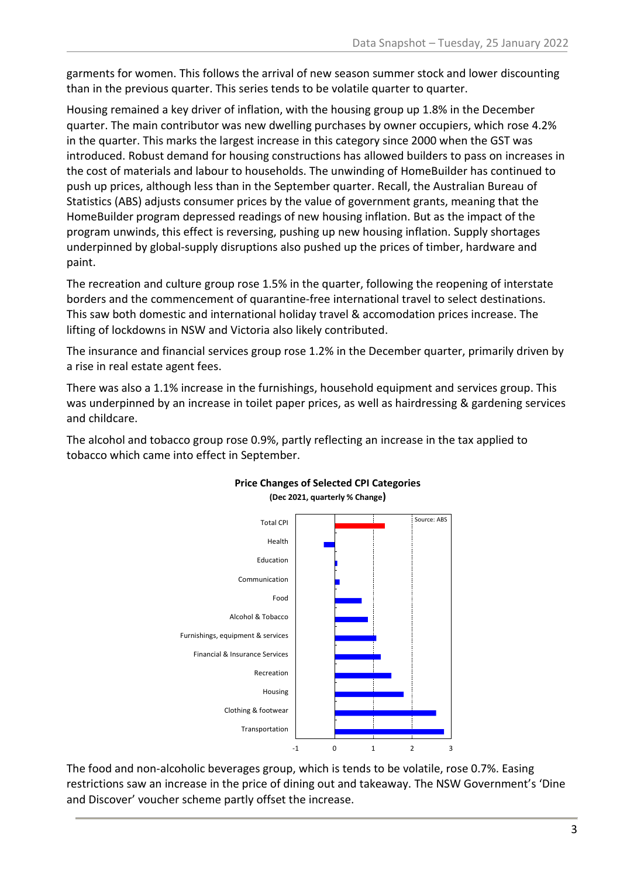garments for women. This follows the arrival of new season summer stock and lower discounting than in the previous quarter. This series tends to be volatile quarter to quarter.

Housing remained a key driver of inflation, with the housing group up 1.8% in the December quarter. The main contributor was new dwelling purchases by owner occupiers, which rose 4.2% in the quarter. This marks the largest increase in this category since 2000 when the GST was introduced. Robust demand for housing constructions has allowed builders to pass on increases in the cost of materials and labour to households. The unwinding of HomeBuilder has continued to push up prices, although less than in the September quarter. Recall, the Australian Bureau of Statistics (ABS) adjusts consumer prices by the value of government grants, meaning that the HomeBuilder program depressed readings of new housing inflation. But as the impact of the program unwinds, this effect is reversing, pushing up new housing inflation. Supply shortages underpinned by global-supply disruptions also pushed up the prices of timber, hardware and paint.

The recreation and culture group rose 1.5% in the quarter, following the reopening of interstate borders and the commencement of quarantine-free international travel to select destinations. This saw both domestic and international holiday travel & accomodation prices increase. The lifting of lockdowns in NSW and Victoria also likely contributed.

The insurance and financial services group rose 1.2% in the December quarter, primarily driven by a rise in real estate agent fees.

There was also a 1.1% increase in the furnishings, household equipment and services group. This was underpinned by an increase in toilet paper prices, as well as hairdressing & gardening services and childcare.

The alcohol and tobacco group rose 0.9%, partly reflecting an increase in the tax applied to tobacco which came into effect in September.

**Price Changes of Selected CPI Categories**
**(Dec 2021, quarterly % Change)**

Source: ABS

Categories: Total CPI, Health, Education, Communication, Food, Alcohol & Tobacco, Furnishings, equipment & services, Financial & Insurance Services, Recreation, Housing, Clothing & footwear, Transportation

Axis: -1, 0, 1, 2, 3

The food and non-alcoholic beverages group, which is tends to be volatile, rose 0.7%. Easing restrictions saw an increase in the price of dining out and takeaway. The NSW Government's 'Dine and Discover' voucher scheme partly offset the increase.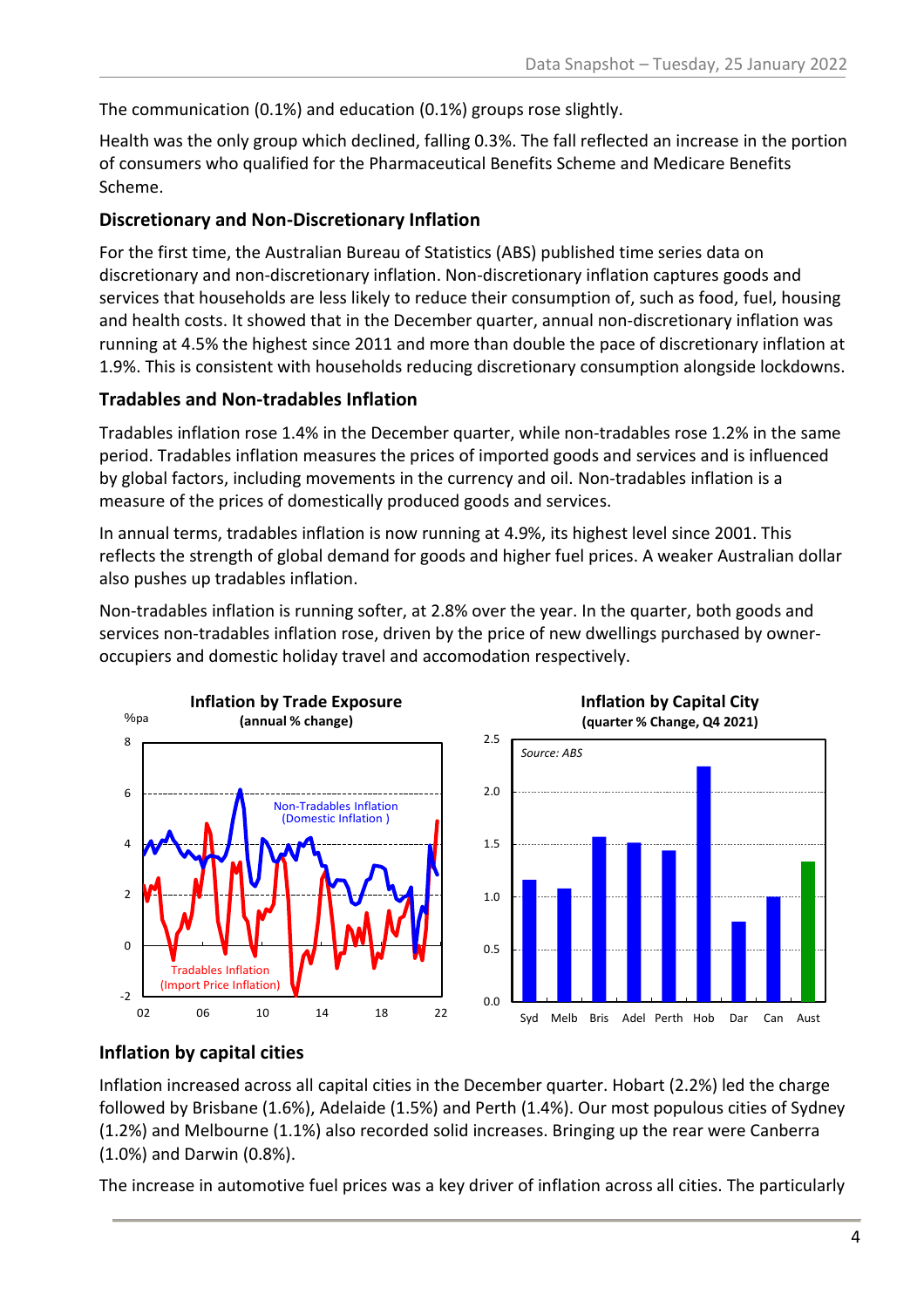The communication (0.1%) and education (0.1%) groups rose slightly.

Health was the only group which declined, falling 0.3%. The fall reflected an increase in the portion of consumers who qualified for the Pharmaceutical Benefits Scheme and Medicare Benefits Scheme.

### Discretionary and Non-Discretionary Inflation

For the first time, the Australian Bureau of Statistics (ABS) published time series data on discretionary and non-discretionary inflation. Non-discretionary inflation captures goods and services that households are less likely to reduce their consumption of, such as food, fuel, housing and health costs. It showed that in the December quarter, annual non-discretionary inflation was running at 4.5% the highest since 2011 and more than double the pace of discretionary inflation at 1.9%. This is consistent with households reducing discretionary consumption alongside lockdowns.

### Tradables and Non-tradables Inflation

Tradables inflation rose 1.4% in the December quarter, while non-tradables rose 1.2% in the same period. Tradables inflation measures the prices of imported goods and services and is influenced by global factors, including movements in the currency and oil. Non-tradables inflation is a measure of the prices of domestically produced goods and services.

In annual terms, tradables inflation is now running at 4.9%, its highest level since 2001. This reflects the strength of global demand for goods and higher fuel prices. A weaker Australian dollar also pushes up tradables inflation.

Non-tradables inflation is running softer, at 2.8% over the year. In the quarter, both goods and services non-tradables inflation rose, driven by the price of new dwellings purchased by owner-occupiers and domestic holiday travel and accomodation respectively.

**Inflation by Trade Exposure**
**(annual % change)**

**Inflation by Capital City**
**(quarter % Change, Q4 2021)**

Source: ABS

### Inflation by capital cities

Inflation increased across all capital cities in the December quarter. Hobart (2.2%) led the charge followed by Brisbane (1.6%), Adelaide (1.5%) and Perth (1.4%). Our most populous cities of Sydney (1.2%) and Melbourne (1.1%) also recorded solid increases. Bringing up the rear were Canberra (1.0%) and Darwin (0.8%).

The increase in automotive fuel prices was a key driver of inflation across all cities. The particularly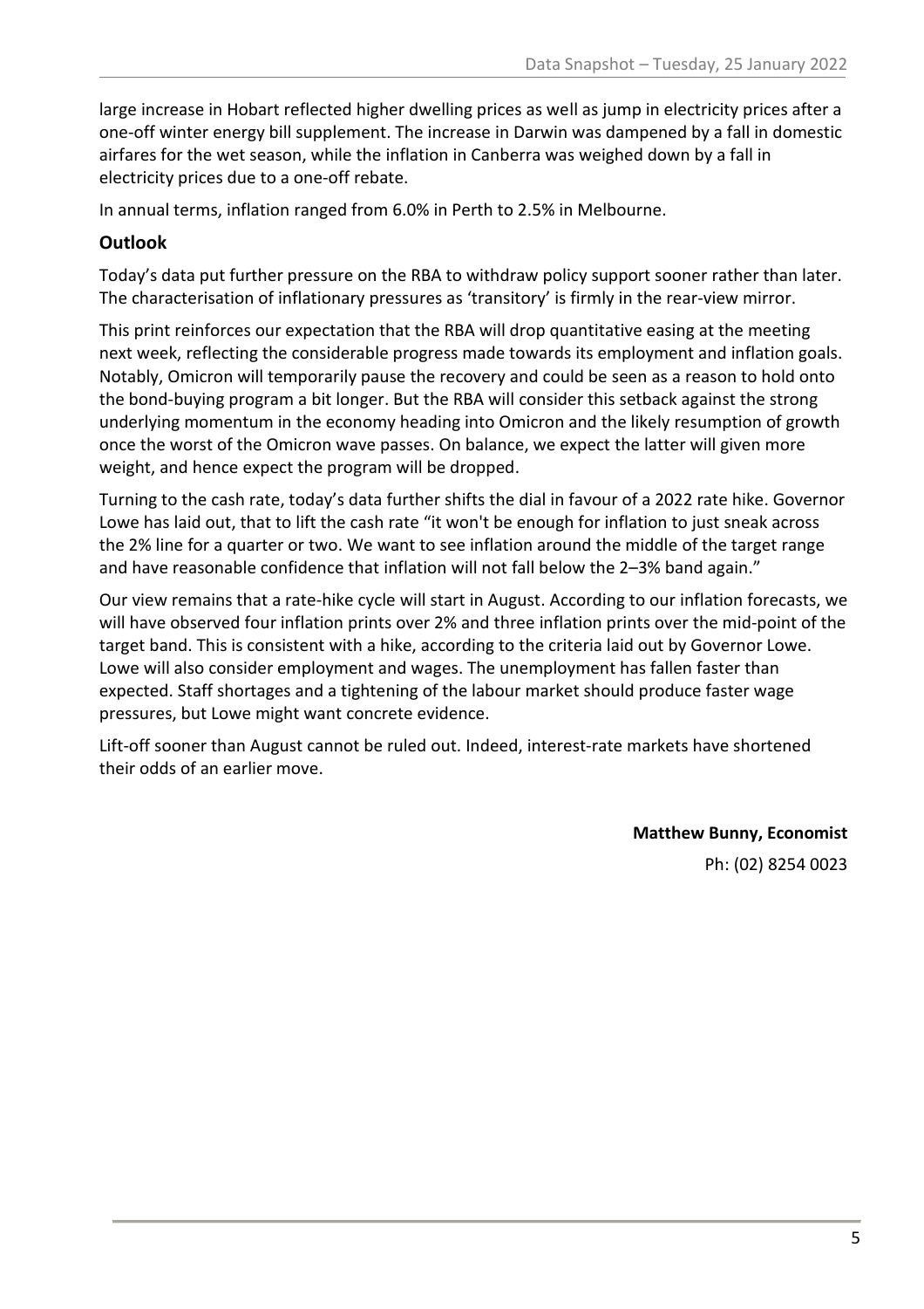large increase in Hobart reflected higher dwelling prices as well as jump in electricity prices after a one-off winter energy bill supplement. The increase in Darwin was dampened by a fall in domestic airfares for the wet season, while the inflation in Canberra was weighed down by a fall in electricity prices due to a one-off rebate.

In annual terms, inflation ranged from 6.0% in Perth to 2.5% in Melbourne.

## Outlook

Today's data put further pressure on the RBA to withdraw policy support sooner rather than later. The characterisation of inflationary pressures as 'transitory' is firmly in the rear-view mirror.

This print reinforces our expectation that the RBA will drop quantitative easing at the meeting next week, reflecting the considerable progress made towards its employment and inflation goals. Notably, Omicron will temporarily pause the recovery and could be seen as a reason to hold onto the bond-buying program a bit longer. But the RBA will consider this setback against the strong underlying momentum in the economy heading into Omicron and the likely resumption of growth once the worst of the Omicron wave passes. On balance, we expect the latter will given more weight, and hence expect the program will be dropped.

Turning to the cash rate, today's data further shifts the dial in favour of a 2022 rate hike. Governor Lowe has laid out, that to lift the cash rate "it won't be enough for inflation to just sneak across the 2% line for a quarter or two. We want to see inflation around the middle of the target range and have reasonable confidence that inflation will not fall below the 2–3% band again."

Our view remains that a rate-hike cycle will start in August. According to our inflation forecasts, we will have observed four inflation prints over 2% and three inflation prints over the mid-point of the target band. This is consistent with a hike, according to the criteria laid out by Governor Lowe. Lowe will also consider employment and wages. The unemployment has fallen faster than expected. Staff shortages and a tightening of the labour market should produce faster wage pressures, but Lowe might want concrete evidence.

Lift-off sooner than August cannot be ruled out. Indeed, interest-rate markets have shortened their odds of an earlier move.

**Matthew Bunny, Economist**

Ph: (02) 8254 0023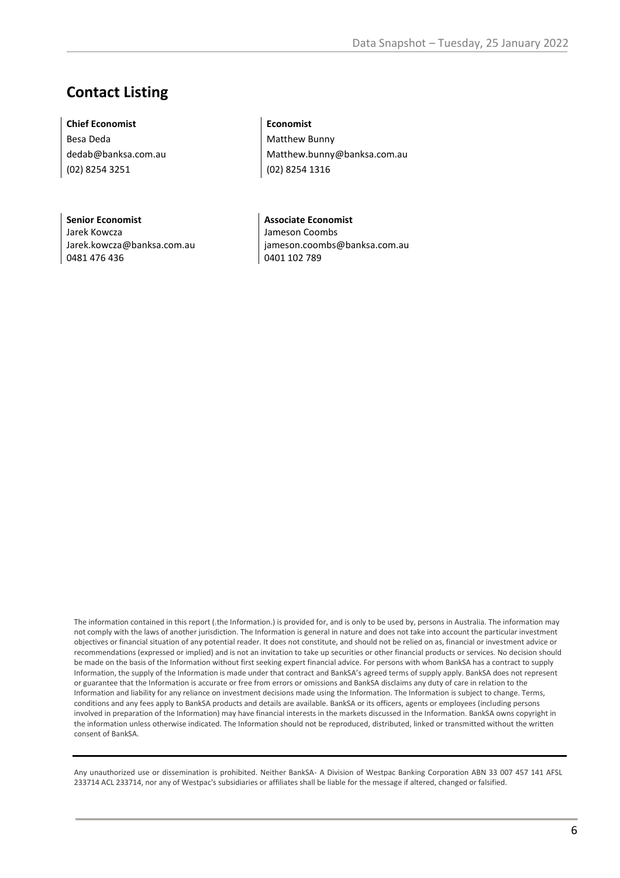## Contact Listing

**Chief Economist**
Besa Deda
dedab@banksa.com.au
(02) 8254 3251

**Economist**
Matthew Bunny
Matthew.bunny@banksa.com.au
(02) 8254 1316

**Senior Economist**
Jarek Kowcza
Jarek.kowcza@banksa.com.au
0481 476 436

**Associate Economist**
Jameson Coombs
jameson.coombs@banksa.com.au
0401 102 789

The information contained in this report (.the Information.) is provided for, and is only to be used by, persons in Australia. The information may not comply with the laws of another jurisdiction. The Information is general in nature and does not take into account the particular investment objectives or financial situation of any potential reader. It does not constitute, and should not be relied on as, financial or investment advice or recommendations (expressed or implied) and is not an invitation to take up securities or other financial products or services. No decision should be made on the basis of the Information without first seeking expert financial advice. For persons with whom BankSA has a contract to supply Information, the supply of the Information is made under that contract and BankSA's agreed terms of supply apply. BankSA does not represent or guarantee that the Information is accurate or free from errors or omissions and BankSA disclaims any duty of care in relation to the Information and liability for any reliance on investment decisions made using the Information. The Information is subject to change. Terms, conditions and any fees apply to BankSA products and details are available. BankSA or its officers, agents or employees (including persons involved in preparation of the Information) may have financial interests in the markets discussed in the Information. BankSA owns copyright in the information unless otherwise indicated. The Information should not be reproduced, distributed, linked or transmitted without the written consent of BankSA.

Any unauthorized use or dissemination is prohibited. Neither BankSA- A Division of Westpac Banking Corporation ABN 33 007 457 141 AFSL 233714 ACL 233714, nor any of Westpac's subsidiaries or affiliates shall be liable for the message if altered, changed or falsified.